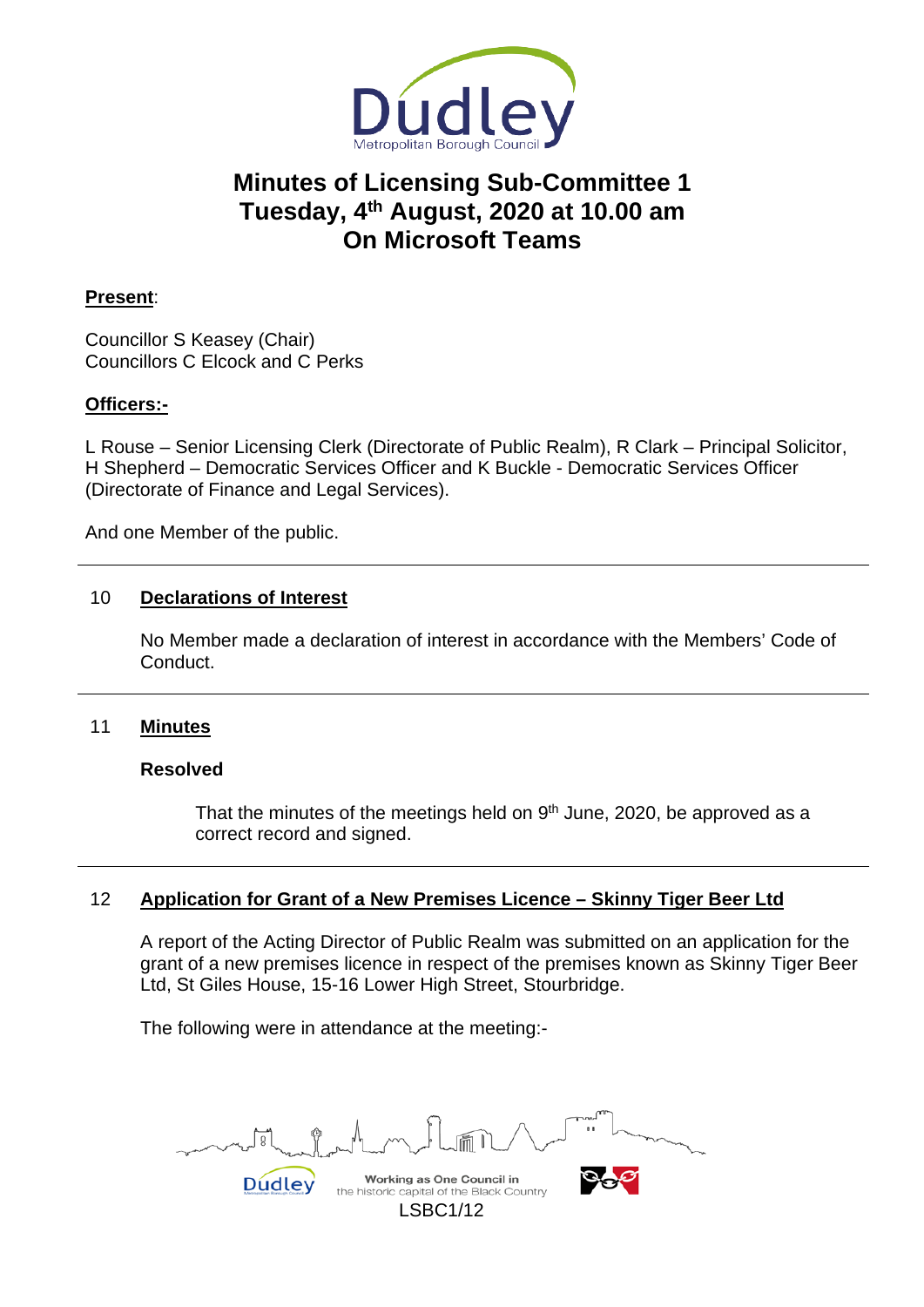# Minutes of Licensing Sub-Committee 1
# Tuesday, 4th August, 2020 at 10.00 am
# On Microsoft Teams

**Present**:

Councillor S Keasey (Chair)
Councillors C Elcock and C Perks

**Officers:-**

L Rouse – Senior Licensing Clerk (Directorate of Public Realm), R Clark – Principal Solicitor, H Shepherd – Democratic Services Officer and K Buckle - Democratic Services Officer (Directorate of Finance and Legal Services).

And one Member of the public.

---

## 10 Declarations of Interest

No Member made a declaration of interest in accordance with the Members' Code of Conduct.

---

## 11 Minutes

**Resolved**

That the minutes of the meetings held on 9th June, 2020, be approved as a correct record and signed.

---

## 12 Application for Grant of a New Premises Licence – Skinny Tiger Beer Ltd

A report of the Acting Director of Public Realm was submitted on an application for the grant of a new premises licence in respect of the premises known as Skinny Tiger Beer Ltd, St Giles House, 15-16 Lower High Street, Stourbridge.

The following were in attendance at the meeting:-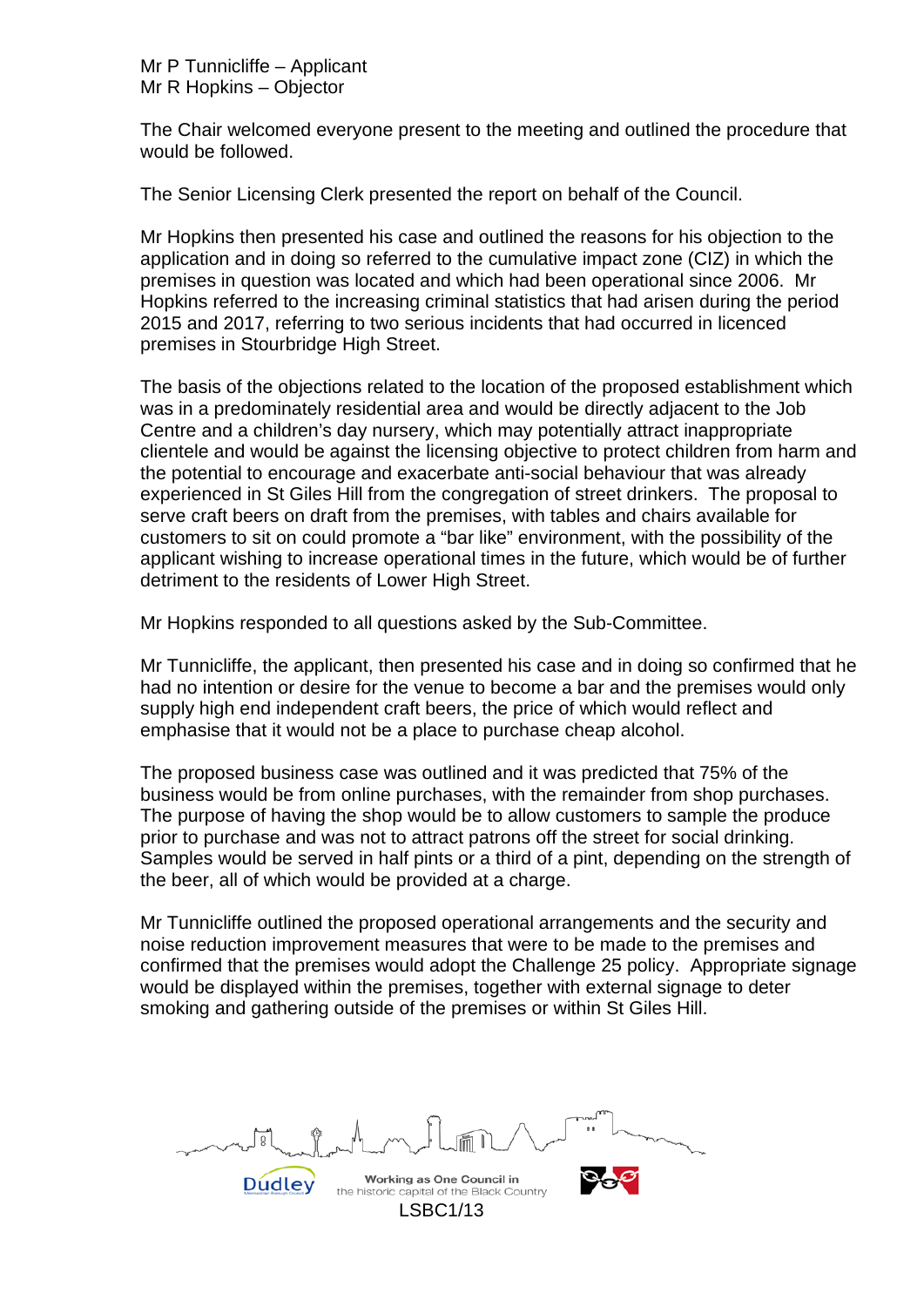Mr P Tunnicliffe – Applicant
Mr R Hopkins – Objector

The Chair welcomed everyone present to the meeting and outlined the procedure that would be followed.

The Senior Licensing Clerk presented the report on behalf of the Council.

Mr Hopkins then presented his case and outlined the reasons for his objection to the application and in doing so referred to the cumulative impact zone (CIZ) in which the premises in question was located and which had been operational since 2006. Mr Hopkins referred to the increasing criminal statistics that had arisen during the period 2015 and 2017, referring to two serious incidents that had occurred in licenced premises in Stourbridge High Street.

The basis of the objections related to the location of the proposed establishment which was in a predominately residential area and would be directly adjacent to the Job Centre and a children's day nursery, which may potentially attract inappropriate clientele and would be against the licensing objective to protect children from harm and the potential to encourage and exacerbate anti-social behaviour that was already experienced in St Giles Hill from the congregation of street drinkers. The proposal to serve craft beers on draft from the premises, with tables and chairs available for customers to sit on could promote a "bar like" environment, with the possibility of the applicant wishing to increase operational times in the future, which would be of further detriment to the residents of Lower High Street.

Mr Hopkins responded to all questions asked by the Sub-Committee.

Mr Tunnicliffe, the applicant, then presented his case and in doing so confirmed that he had no intention or desire for the venue to become a bar and the premises would only supply high end independent craft beers, the price of which would reflect and emphasise that it would not be a place to purchase cheap alcohol.

The proposed business case was outlined and it was predicted that 75% of the business would be from online purchases, with the remainder from shop purchases. The purpose of having the shop would be to allow customers to sample the produce prior to purchase and was not to attract patrons off the street for social drinking. Samples would be served in half pints or a third of a pint, depending on the strength of the beer, all of which would be provided at a charge.

Mr Tunnicliffe outlined the proposed operational arrangements and the security and noise reduction improvement measures that were to be made to the premises and confirmed that the premises would adopt the Challenge 25 policy. Appropriate signage would be displayed within the premises, together with external signage to deter smoking and gathering outside of the premises or within St Giles Hill.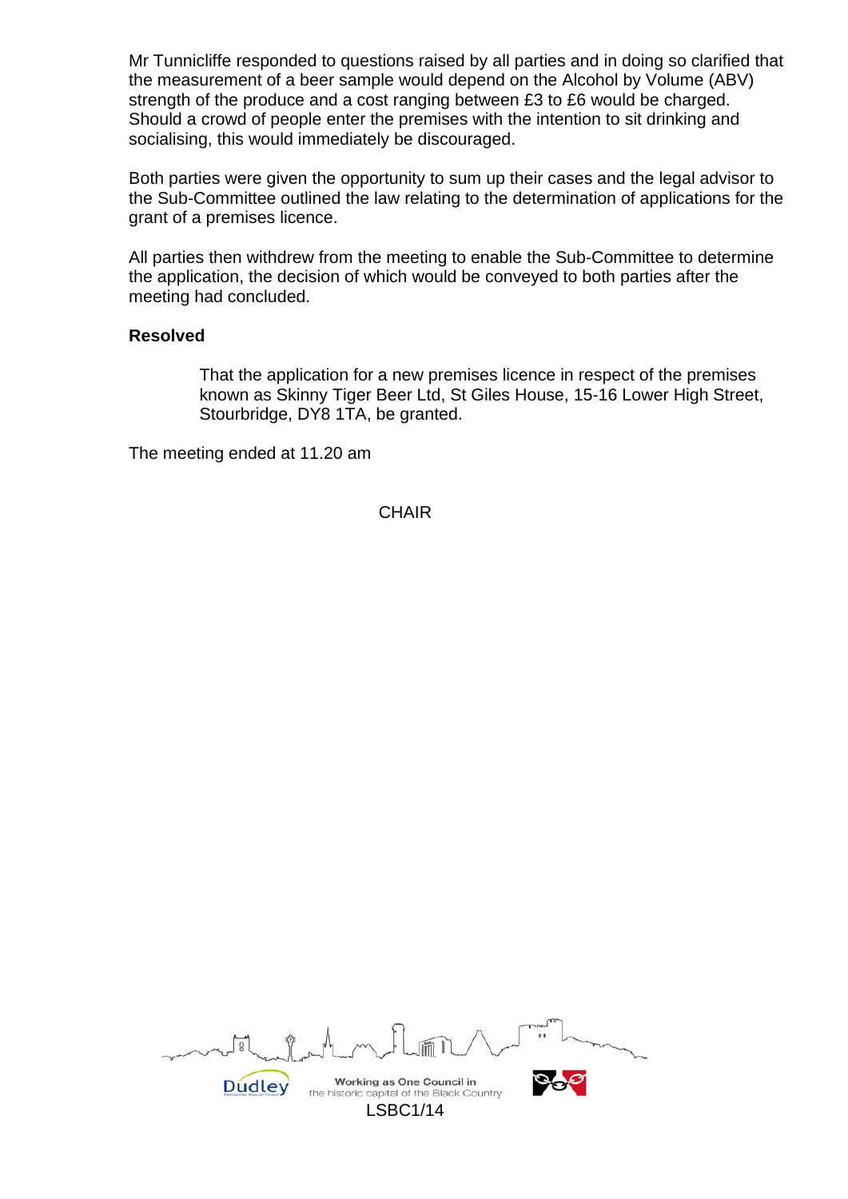Mr Tunnicliffe responded to questions raised by all parties and in doing so clarified that the measurement of a beer sample would depend on the Alcohol by Volume (ABV) strength of the produce and a cost ranging between £3 to £6 would be charged. Should a crowd of people enter the premises with the intention to sit drinking and socialising, this would immediately be discouraged.

Both parties were given the opportunity to sum up their cases and the legal advisor to the Sub-Committee outlined the law relating to the determination of applications for the grant of a premises licence.

All parties then withdrew from the meeting to enable the Sub-Committee to determine the application, the decision of which would be conveyed to both parties after the meeting had concluded.

**Resolved**

> That the application for a new premises licence in respect of the premises known as Skinny Tiger Beer Ltd, St Giles House, 15-16 Lower High Street, Stourbridge, DY8 1TA, be granted.

The meeting ended at 11.20 am

CHAIR